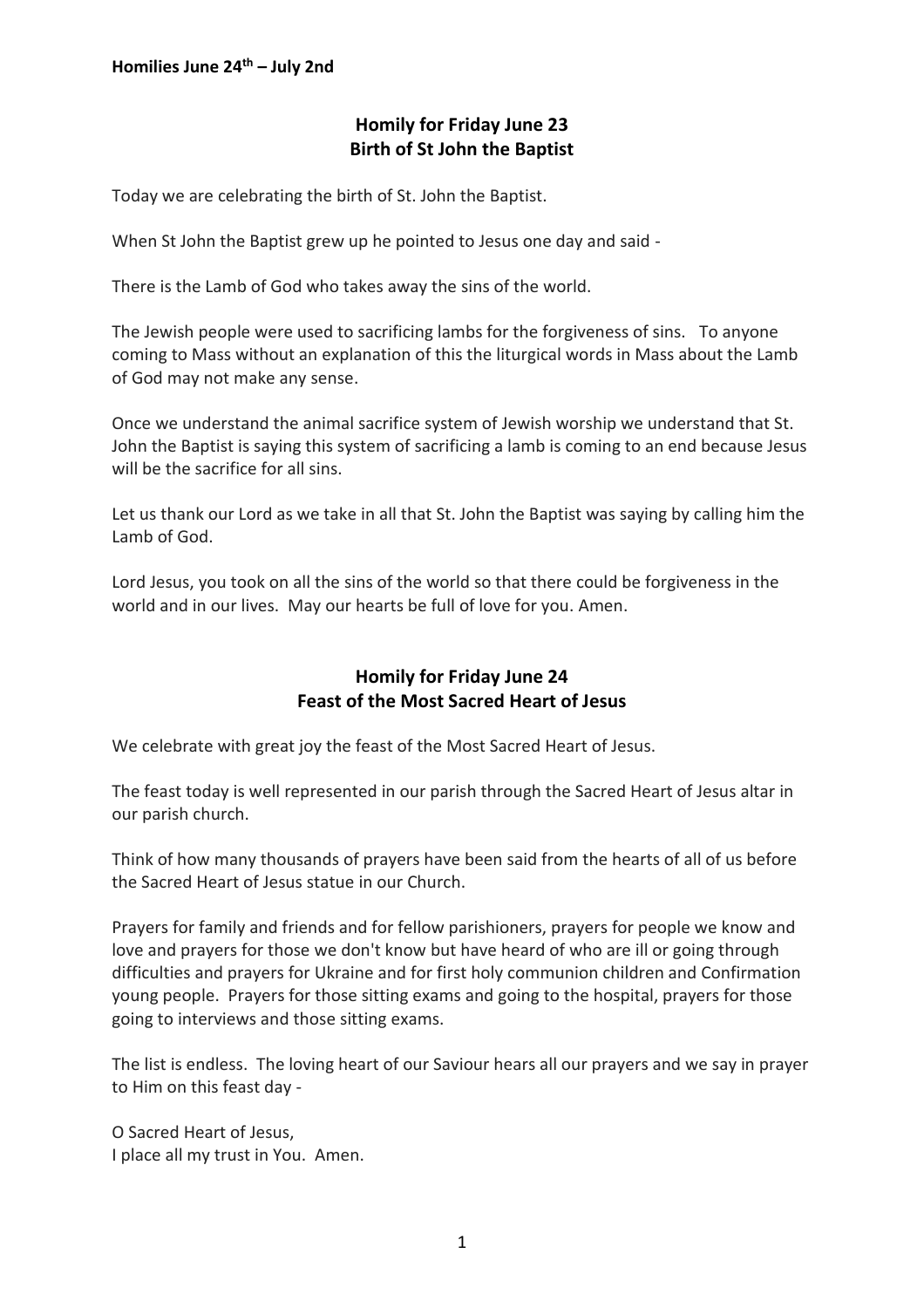**Homilies June 24th – July 2nd**

## Homily for Friday June 23
## Birth of St John the Baptist

Today we are celebrating the birth of St. John the Baptist.

When St John the Baptist grew up he pointed to Jesus one day and said -

There is the Lamb of God who takes away the sins of the world.

The Jewish people were used to sacrificing lambs for the forgiveness of sins. To anyone coming to Mass without an explanation of this the liturgical words in Mass about the Lamb of God may not make any sense.

Once we understand the animal sacrifice system of Jewish worship we understand that St. John the Baptist is saying this system of sacrificing a lamb is coming to an end because Jesus will be the sacrifice for all sins.

Let us thank our Lord as we take in all that St. John the Baptist was saying by calling him the Lamb of God.

Lord Jesus, you took on all the sins of the world so that there could be forgiveness in the world and in our lives. May our hearts be full of love for you. Amen.

## Homily for Friday June 24
## Feast of the Most Sacred Heart of Jesus

We celebrate with great joy the feast of the Most Sacred Heart of Jesus.

The feast today is well represented in our parish through the Sacred Heart of Jesus altar in our parish church.

Think of how many thousands of prayers have been said from the hearts of all of us before the Sacred Heart of Jesus statue in our Church.

Prayers for family and friends and for fellow parishioners, prayers for people we know and love and prayers for those we don't know but have heard of who are ill or going through difficulties and prayers for Ukraine and for first holy communion children and Confirmation young people. Prayers for those sitting exams and going to the hospital, prayers for those going to interviews and those sitting exams.

The list is endless. The loving heart of our Saviour hears all our prayers and we say in prayer to Him on this feast day -

O Sacred Heart of Jesus,
I place all my trust in You. Amen.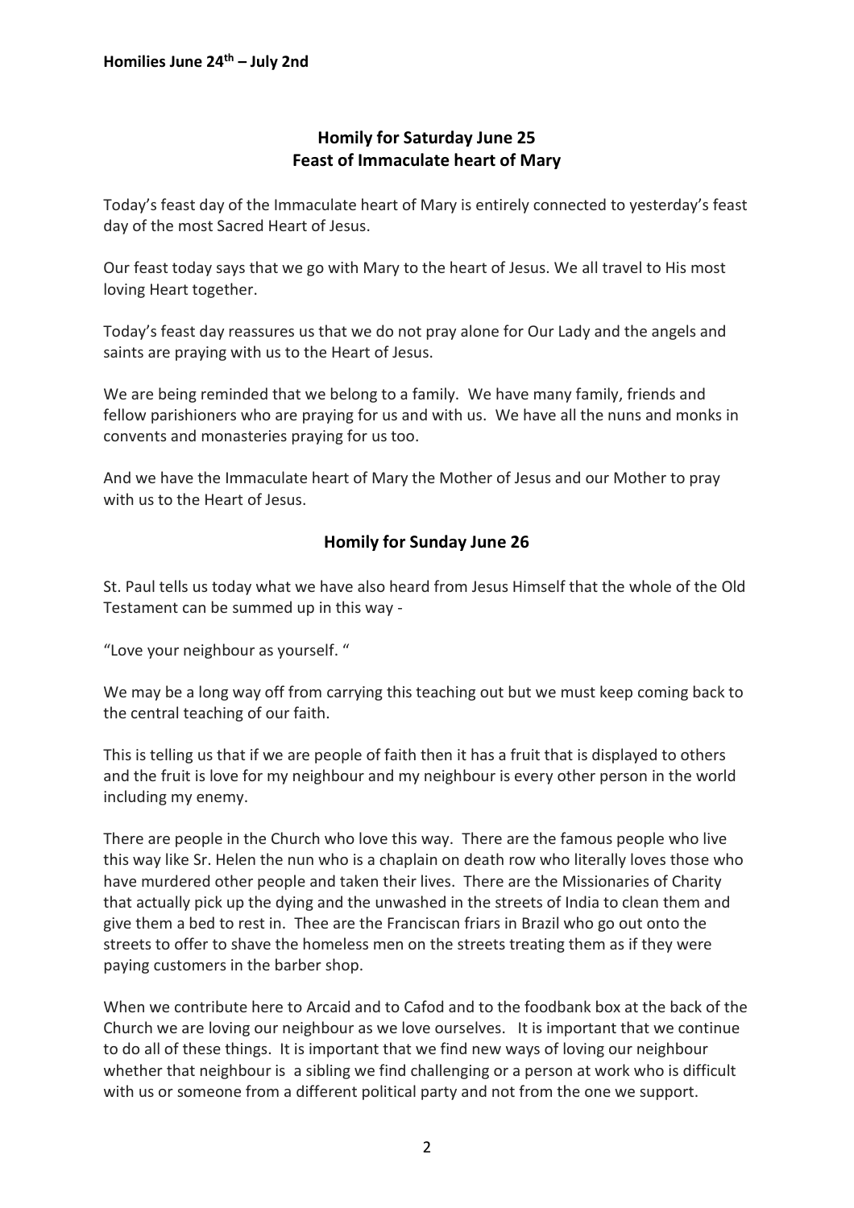**Homilies June 24th – July 2nd**

## Homily for Saturday June 25
## Feast of Immaculate heart of Mary

Today's feast day of the Immaculate heart of Mary is entirely connected to yesterday's feast day of the most Sacred Heart of Jesus.

Our feast today says that we go with Mary to the heart of Jesus. We all travel to His most loving Heart together.

Today's feast day reassures us that we do not pray alone for Our Lady and the angels and saints are praying with us to the Heart of Jesus.

We are being reminded that we belong to a family. We have many family, friends and fellow parishioners who are praying for us and with us. We have all the nuns and monks in convents and monasteries praying for us too.

And we have the Immaculate heart of Mary the Mother of Jesus and our Mother to pray with us to the Heart of Jesus.

## Homily for Sunday June 26

St. Paul tells us today what we have also heard from Jesus Himself that the whole of the Old Testament can be summed up in this way -

"Love your neighbour as yourself. "

We may be a long way off from carrying this teaching out but we must keep coming back to the central teaching of our faith.

This is telling us that if we are people of faith then it has a fruit that is displayed to others and the fruit is love for my neighbour and my neighbour is every other person in the world including my enemy.

There are people in the Church who love this way. There are the famous people who live this way like Sr. Helen the nun who is a chaplain on death row who literally loves those who have murdered other people and taken their lives. There are the Missionaries of Charity that actually pick up the dying and the unwashed in the streets of India to clean them and give them a bed to rest in. Thee are the Franciscan friars in Brazil who go out onto the streets to offer to shave the homeless men on the streets treating them as if they were paying customers in the barber shop.

When we contribute here to Arcaid and to Cafod and to the foodbank box at the back of the Church we are loving our neighbour as we love ourselves. It is important that we continue to do all of these things. It is important that we find new ways of loving our neighbour whether that neighbour is a sibling we find challenging or a person at work who is difficult with us or someone from a different political party and not from the one we support.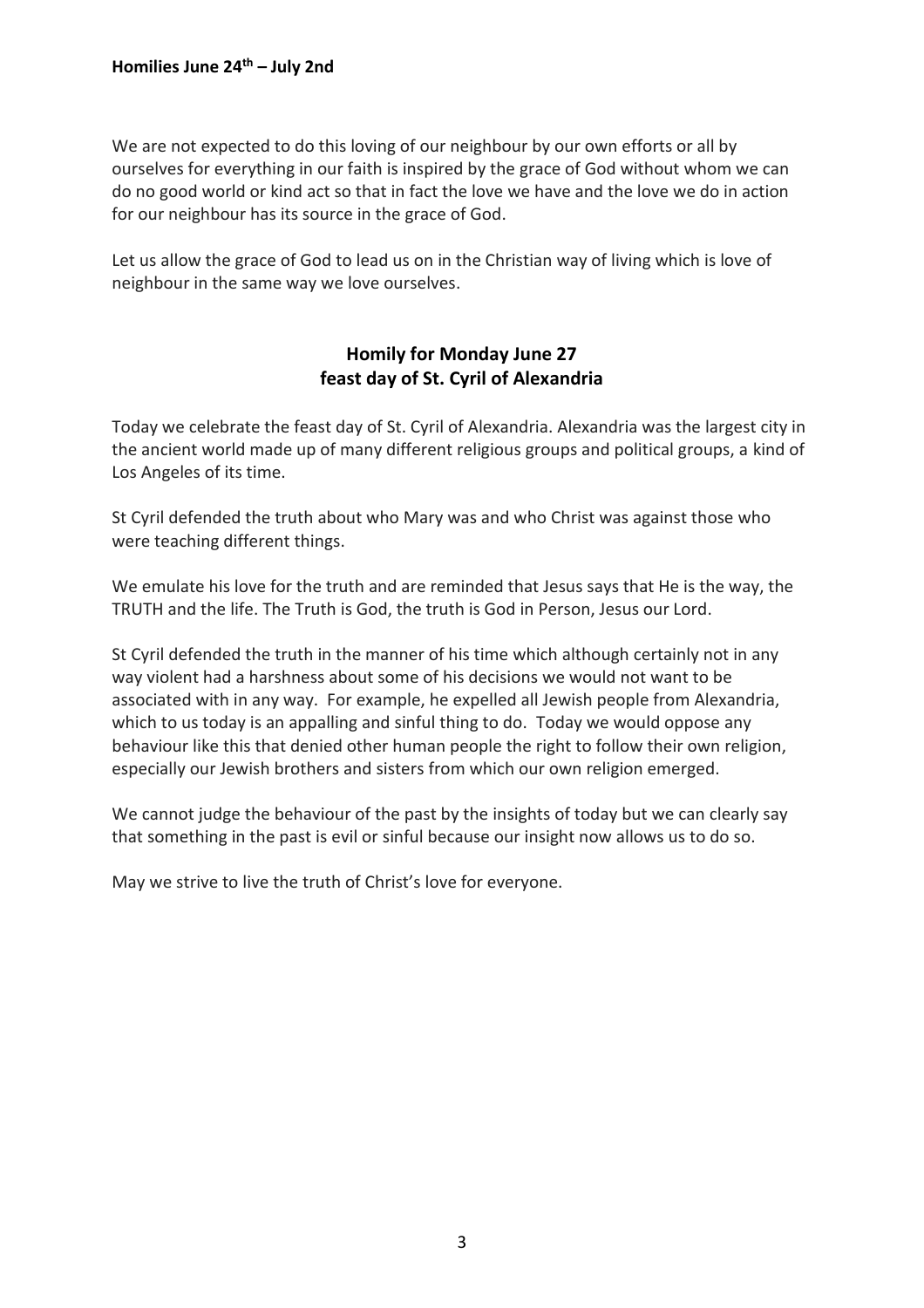We are not expected to do this loving of our neighbour by our own efforts or all by ourselves for everything in our faith is inspired by the grace of God without whom we can do no good world or kind act so that in fact the love we have and the love we do in action for our neighbour has its source in the grace of God.

Let us allow the grace of God to lead us on in the Christian way of living which is love of neighbour in the same way we love ourselves.

## Homily for Monday June 27
## feast day of St. Cyril of Alexandria

Today we celebrate the feast day of St. Cyril of Alexandria. Alexandria was the largest city in the ancient world made up of many different religious groups and political groups, a kind of Los Angeles of its time.

St Cyril defended the truth about who Mary was and who Christ was against those who were teaching different things.

We emulate his love for the truth and are reminded that Jesus says that He is the way, the TRUTH and the life. The Truth is God, the truth is God in Person, Jesus our Lord.

St Cyril defended the truth in the manner of his time which although certainly not in any way violent had a harshness about some of his decisions we would not want to be associated with in any way. For example, he expelled all Jewish people from Alexandria, which to us today is an appalling and sinful thing to do. Today we would oppose any behaviour like this that denied other human people the right to follow their own religion, especially our Jewish brothers and sisters from which our own religion emerged.

We cannot judge the behaviour of the past by the insights of today but we can clearly say that something in the past is evil or sinful because our insight now allows us to do so.

May we strive to live the truth of Christ's love for everyone.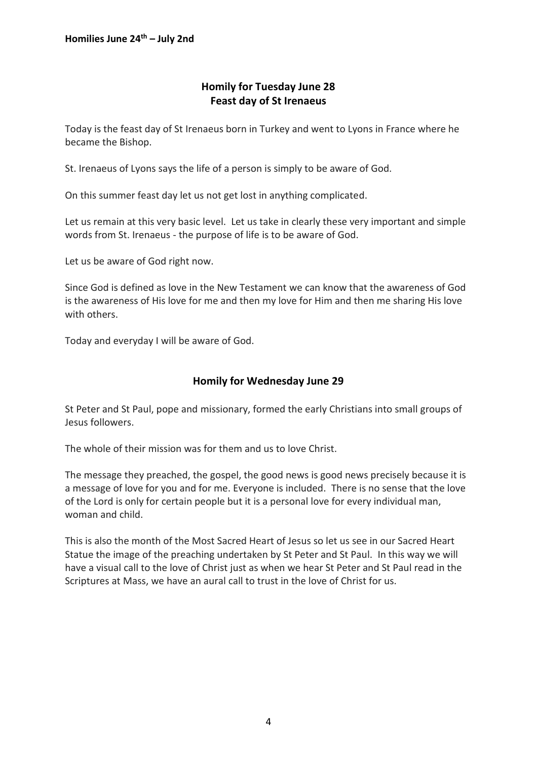## Homily for Tuesday June 28
## Feast day of St Irenaeus

Today is the feast day of St Irenaeus born in Turkey and went to Lyons in France where he became the Bishop.

St. Irenaeus of Lyons says the life of a person is simply to be aware of God.

On this summer feast day let us not get lost in anything complicated.

Let us remain at this very basic level. Let us take in clearly these very important and simple words from St. Irenaeus - the purpose of life is to be aware of God.

Let us be aware of God right now.

Since God is defined as love in the New Testament we can know that the awareness of God is the awareness of His love for me and then my love for Him and then me sharing His love with others.

Today and everyday I will be aware of God.

## Homily for Wednesday June 29

St Peter and St Paul, pope and missionary, formed the early Christians into small groups of Jesus followers.

The whole of their mission was for them and us to love Christ.

The message they preached, the gospel, the good news is good news precisely because it is a message of love for you and for me. Everyone is included. There is no sense that the love of the Lord is only for certain people but it is a personal love for every individual man, woman and child.

This is also the month of the Most Sacred Heart of Jesus so let us see in our Sacred Heart Statue the image of the preaching undertaken by St Peter and St Paul. In this way we will have a visual call to the love of Christ just as when we hear St Peter and St Paul read in the Scriptures at Mass, we have an aural call to trust in the love of Christ for us.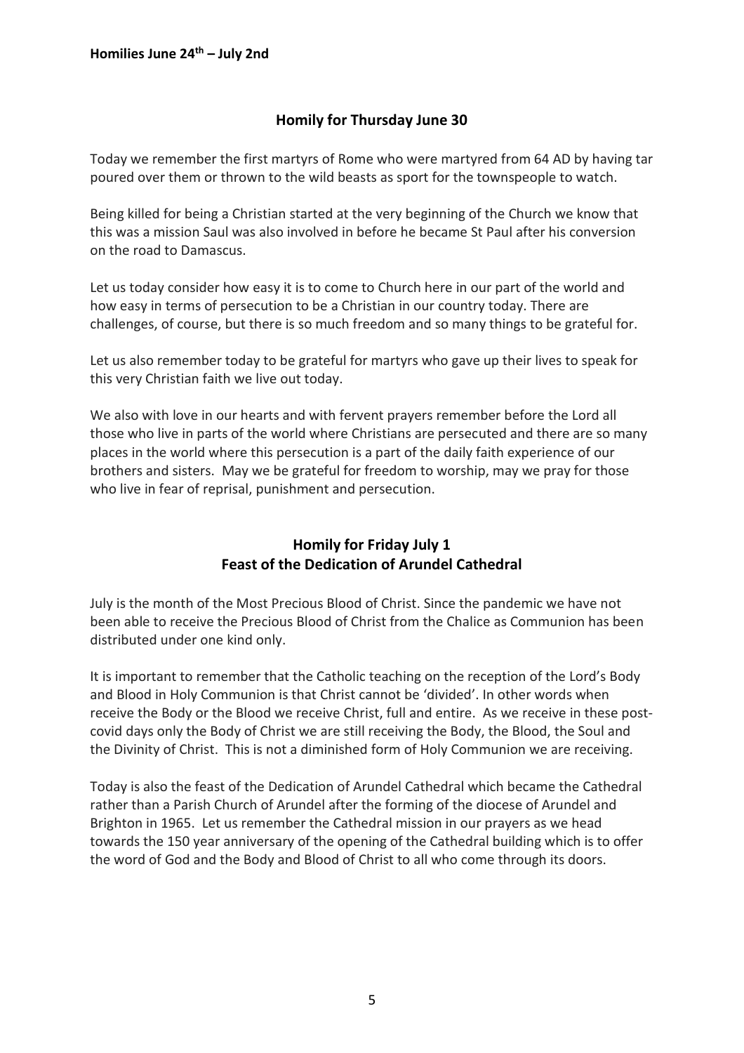## Homily for Thursday June 30

Today we remember the first martyrs of Rome who were martyred from 64 AD by having tar poured over them or thrown to the wild beasts as sport for the townspeople to watch.

Being killed for being a Christian started at the very beginning of the Church we know that this was a mission Saul was also involved in before he became St Paul after his conversion on the road to Damascus.

Let us today consider how easy it is to come to Church here in our part of the world and how easy in terms of persecution to be a Christian in our country today. There are challenges, of course, but there is so much freedom and so many things to be grateful for.

Let us also remember today to be grateful for martyrs who gave up their lives to speak for this very Christian faith we live out today.

We also with love in our hearts and with fervent prayers remember before the Lord all those who live in parts of the world where Christians are persecuted and there are so many places in the world where this persecution is a part of the daily faith experience of our brothers and sisters. May we be grateful for freedom to worship, may we pray for those who live in fear of reprisal, punishment and persecution.

## Homily for Friday July 1
## Feast of the Dedication of Arundel Cathedral

July is the month of the Most Precious Blood of Christ. Since the pandemic we have not been able to receive the Precious Blood of Christ from the Chalice as Communion has been distributed under one kind only.

It is important to remember that the Catholic teaching on the reception of the Lord's Body and Blood in Holy Communion is that Christ cannot be 'divided'. In other words when receive the Body or the Blood we receive Christ, full and entire. As we receive in these post-covid days only the Body of Christ we are still receiving the Body, the Blood, the Soul and the Divinity of Christ. This is not a diminished form of Holy Communion we are receiving.

Today is also the feast of the Dedication of Arundel Cathedral which became the Cathedral rather than a Parish Church of Arundel after the forming of the diocese of Arundel and Brighton in 1965. Let us remember the Cathedral mission in our prayers as we head towards the 150 year anniversary of the opening of the Cathedral building which is to offer the word of God and the Body and Blood of Christ to all who come through its doors.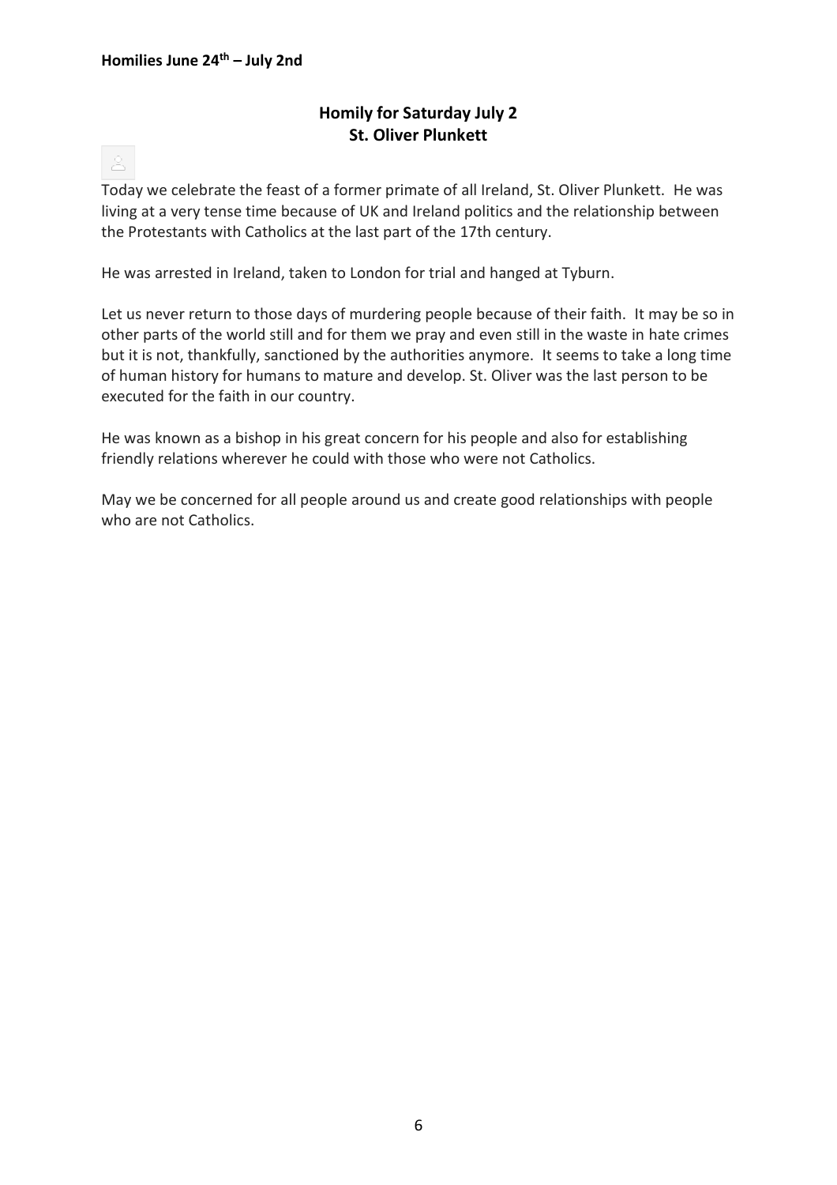## Homily for Saturday July 2
## St. Oliver Plunkett

Today we celebrate the feast of a former primate of all Ireland, St. Oliver Plunkett. He was living at a very tense time because of UK and Ireland politics and the relationship between the Protestants with Catholics at the last part of the 17th century.

He was arrested in Ireland, taken to London for trial and hanged at Tyburn.

Let us never return to those days of murdering people because of their faith. It may be so in other parts of the world still and for them we pray and even still in the waste in hate crimes but it is not, thankfully, sanctioned by the authorities anymore. It seems to take a long time of human history for humans to mature and develop. St. Oliver was the last person to be executed for the faith in our country.

He was known as a bishop in his great concern for his people and also for establishing friendly relations wherever he could with those who were not Catholics.

May we be concerned for all people around us and create good relationships with people who are not Catholics.